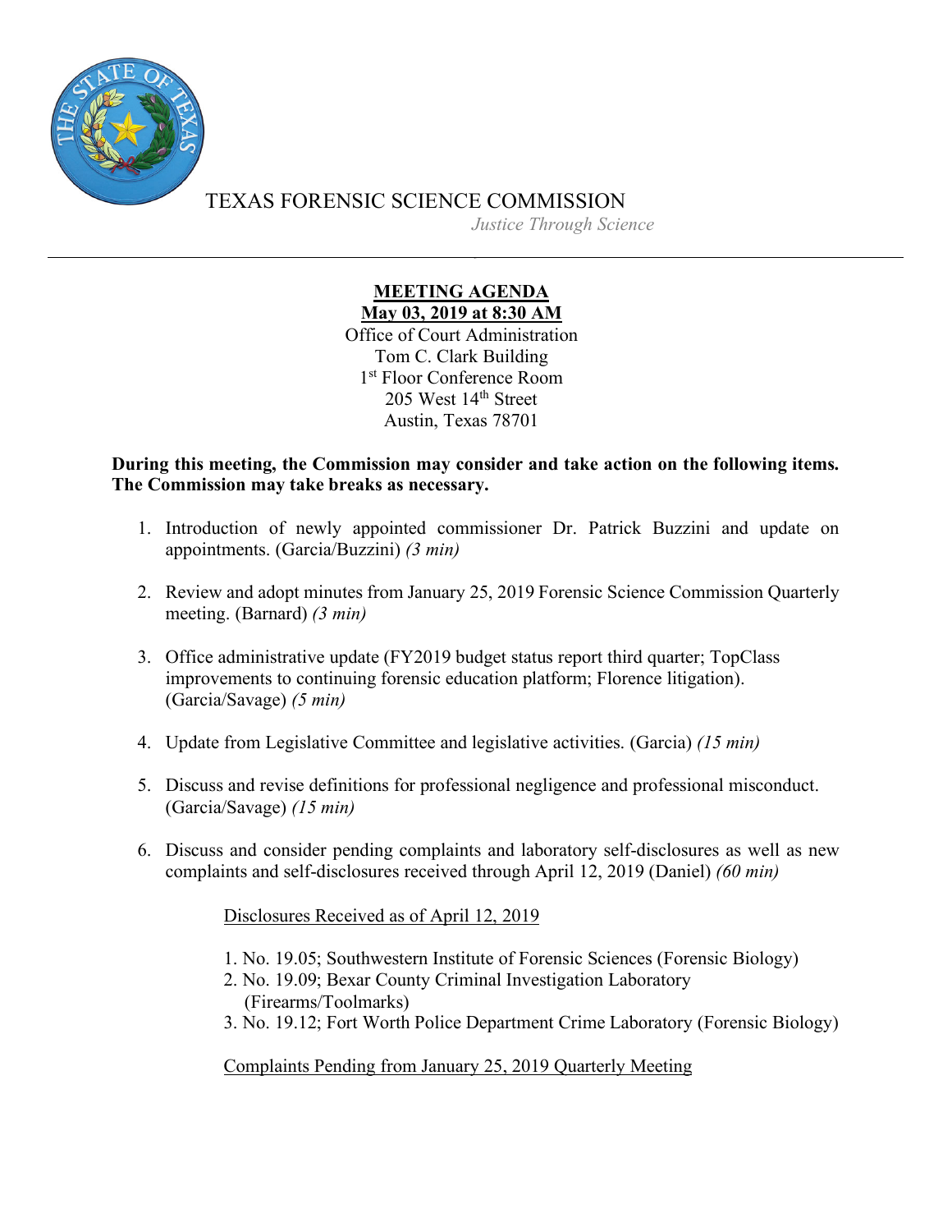TEXAS FORENSIC SCIENCE COMMISSION

*Justice Through Science*

---

**MEETING AGENDA**

**May 03, 2019 at 8:30 AM**

Office of Court Administration
Tom C. Clark Building
1st Floor Conference Room
205 West 14th Street
Austin, Texas 78701

**During this meeting, the Commission may consider and take action on the following items. The Commission may take breaks as necessary.**

1. Introduction of newly appointed commissioner Dr. Patrick Buzzini and update on appointments. (Garcia/Buzzini) *(3 min)*

2. Review and adopt minutes from January 25, 2019 Forensic Science Commission Quarterly meeting. (Barnard) *(3 min)*

3. Office administrative update (FY2019 budget status report third quarter; TopClass improvements to continuing forensic education platform; Florence litigation). (Garcia/Savage) *(5 min)*

4. Update from Legislative Committee and legislative activities. (Garcia) *(15 min)*

5. Discuss and revise definitions for professional negligence and professional misconduct. (Garcia/Savage) *(15 min)*

6. Discuss and consider pending complaints and laboratory self-disclosures as well as new complaints and self-disclosures received through April 12, 2019 (Daniel) *(60 min)*

   Disclosures Received as of April 12, 2019

   1. No. 19.05; Southwestern Institute of Forensic Sciences (Forensic Biology)
   2. No. 19.09; Bexar County Criminal Investigation Laboratory (Firearms/Toolmarks)
   3. No. 19.12; Fort Worth Police Department Crime Laboratory (Forensic Biology)

   Complaints Pending from January 25, 2019 Quarterly Meeting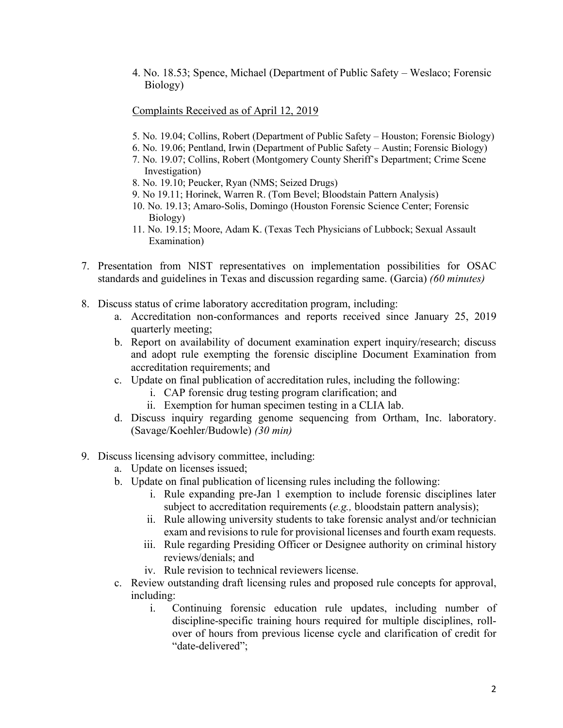4. No. 18.53; Spence, Michael (Department of Public Safety – Weslaco; Forensic Biology)

<u>Complaints Received as of April 12, 2019</u>

5. No. 19.04; Collins, Robert (Department of Public Safety – Houston; Forensic Biology)
6. No. 19.06; Pentland, Irwin (Department of Public Safety – Austin; Forensic Biology)
7. No. 19.07; Collins, Robert (Montgomery County Sheriff's Department; Crime Scene Investigation)
8. No. 19.10; Peucker, Ryan (NMS; Seized Drugs)
9. No 19.11; Horinek, Warren R. (Tom Bevel; Bloodstain Pattern Analysis)
10. No. 19.13; Amaro-Solis, Domingo (Houston Forensic Science Center; Forensic Biology)
11. No. 19.15; Moore, Adam K. (Texas Tech Physicians of Lubbock; Sexual Assault Examination)

7. Presentation from NIST representatives on implementation possibilities for OSAC standards and guidelines in Texas and discussion regarding same. (Garcia) *(60 minutes)*

8. Discuss status of crime laboratory accreditation program, including:
   a. Accreditation non-conformances and reports received since January 25, 2019 quarterly meeting;
   b. Report on availability of document examination expert inquiry/research; discuss and adopt rule exempting the forensic discipline Document Examination from accreditation requirements; and
   c. Update on final publication of accreditation rules, including the following:
      i. CAP forensic drug testing program clarification; and
      ii. Exemption for human specimen testing in a CLIA lab.
   d. Discuss inquiry regarding genome sequencing from Ortham, Inc. laboratory. (Savage/Koehler/Budowle) *(30 min)*

9. Discuss licensing advisory committee, including:
   a. Update on licenses issued;
   b. Update on final publication of licensing rules including the following:
      i. Rule expanding pre-Jan 1 exemption to include forensic disciplines later subject to accreditation requirements (*e.g.,* bloodstain pattern analysis);
      ii. Rule allowing university students to take forensic analyst and/or technician exam and revisions to rule for provisional licenses and fourth exam requests.
      iii. Rule regarding Presiding Officer or Designee authority on criminal history reviews/denials; and
      iv. Rule revision to technical reviewers license.
   c. Review outstanding draft licensing rules and proposed rule concepts for approval, including:
      i. Continuing forensic education rule updates, including number of discipline-specific training hours required for multiple disciplines, roll-over of hours from previous license cycle and clarification of credit for "date-delivered";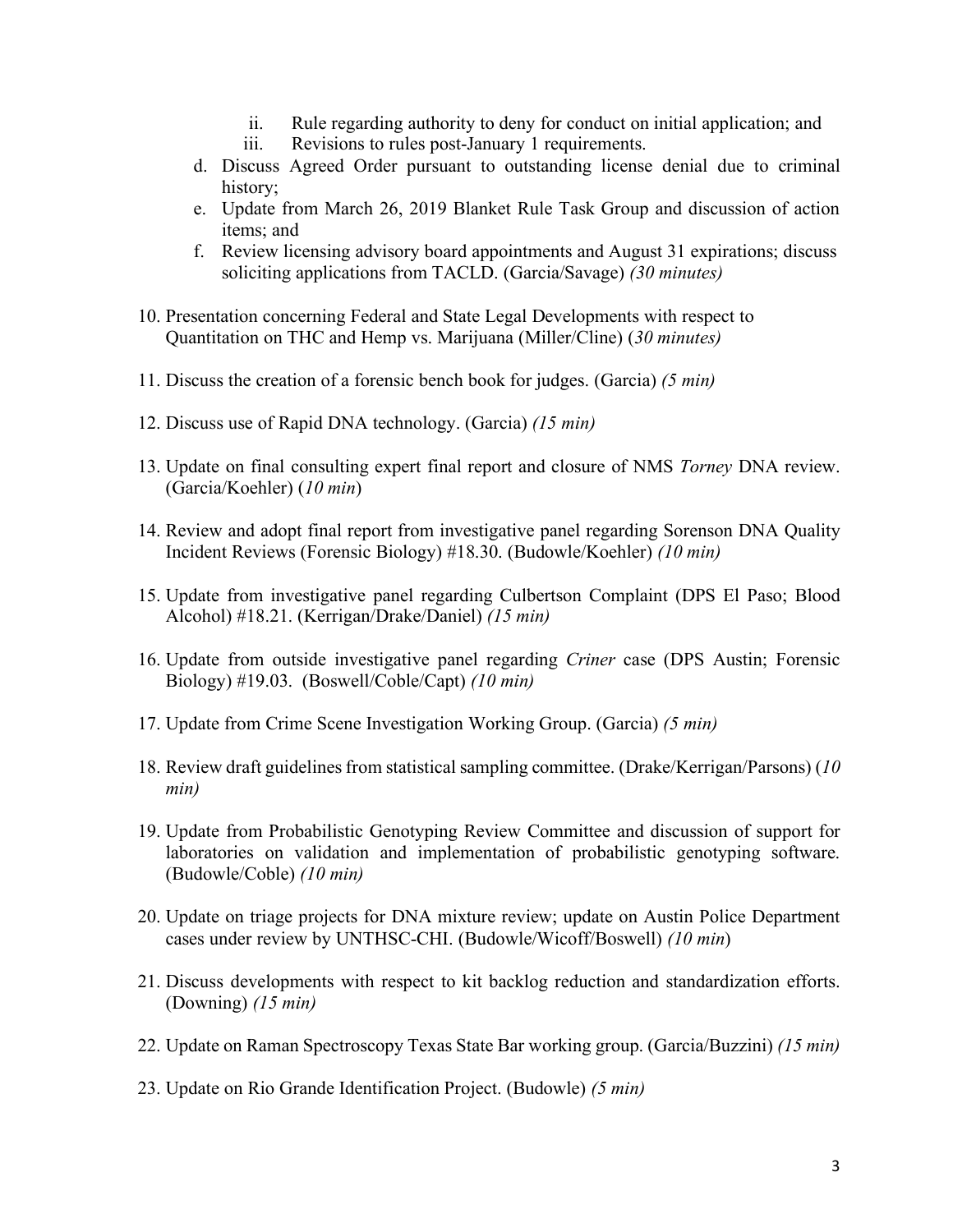ii. Rule regarding authority to deny for conduct on initial application; and
    iii. Revisions to rules post-January 1 requirements.

  d. Discuss Agreed Order pursuant to outstanding license denial due to criminal history;
  e. Update from March 26, 2019 Blanket Rule Task Group and discussion of action items; and
  f. Review licensing advisory board appointments and August 31 expirations; discuss soliciting applications from TACLD. (Garcia/Savage) *(30 minutes)*

10. Presentation concerning Federal and State Legal Developments with respect to Quantitation on THC and Hemp vs. Marijuana (Miller/Cline) (*30 minutes)*

11. Discuss the creation of a forensic bench book for judges. (Garcia) *(5 min)*

12. Discuss use of Rapid DNA technology. (Garcia) *(15 min)*

13. Update on final consulting expert final report and closure of NMS *Torney* DNA review. (Garcia/Koehler) (*10 min*)

14. Review and adopt final report from investigative panel regarding Sorenson DNA Quality Incident Reviews (Forensic Biology) #18.30. (Budowle/Koehler) *(10 min)*

15. Update from investigative panel regarding Culbertson Complaint (DPS El Paso; Blood Alcohol) #18.21. (Kerrigan/Drake/Daniel) *(15 min)*

16. Update from outside investigative panel regarding *Criner* case (DPS Austin; Forensic Biology) #19.03. (Boswell/Coble/Capt) *(10 min)*

17. Update from Crime Scene Investigation Working Group. (Garcia) *(5 min)*

18. Review draft guidelines from statistical sampling committee. (Drake/Kerrigan/Parsons) (*10 min)*

19. Update from Probabilistic Genotyping Review Committee and discussion of support for laboratories on validation and implementation of probabilistic genotyping software. (Budowle/Coble) *(10 min)*

20. Update on triage projects for DNA mixture review; update on Austin Police Department cases under review by UNTHSC-CHI. (Budowle/Wicoff/Boswell) *(10 min*)

21. Discuss developments with respect to kit backlog reduction and standardization efforts. (Downing) *(15 min)*

22. Update on Raman Spectroscopy Texas State Bar working group. (Garcia/Buzzini) *(15 min)*

23. Update on Rio Grande Identification Project. (Budowle) *(5 min)*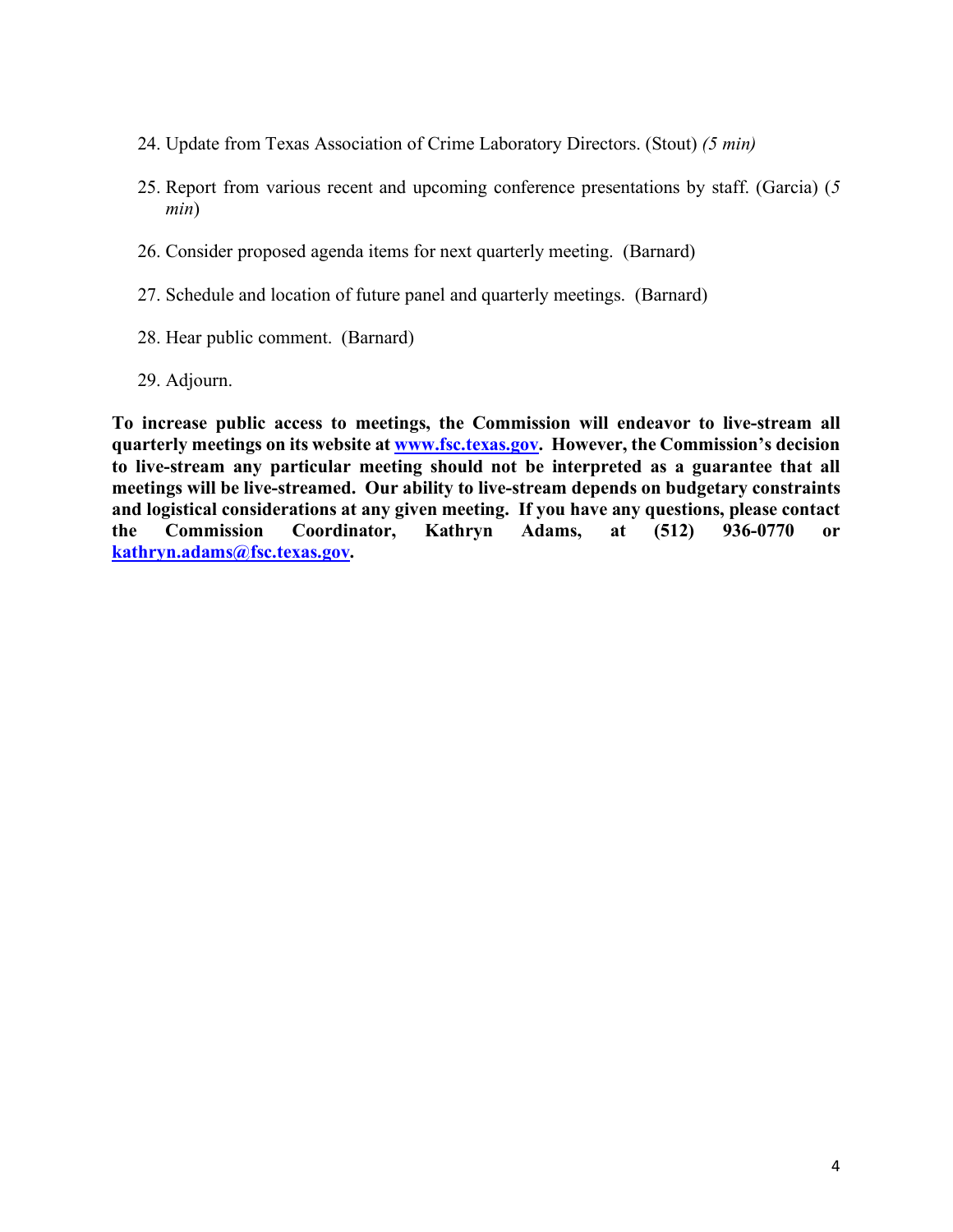24. Update from Texas Association of Crime Laboratory Directors. (Stout) *(5 min)*

25. Report from various recent and upcoming conference presentations by staff. (Garcia) (*5 min*)

26. Consider proposed agenda items for next quarterly meeting. (Barnard)

27. Schedule and location of future panel and quarterly meetings. (Barnard)

28. Hear public comment. (Barnard)

29. Adjourn.

**To increase public access to meetings, the Commission will endeavor to live-stream all quarterly meetings on its website at [www.fsc.texas.gov](http://www.fsc.texas.gov). However, the Commission's decision to live-stream any particular meeting should not be interpreted as a guarantee that all meetings will be live-streamed. Our ability to live-stream depends on budgetary constraints and logistical considerations at any given meeting. If you have any questions, please contact the Commission Coordinator, Kathryn Adams, at (512) 936-0770 or [kathryn.adams@fsc.texas.gov](mailto:kathryn.adams@fsc.texas.gov).**